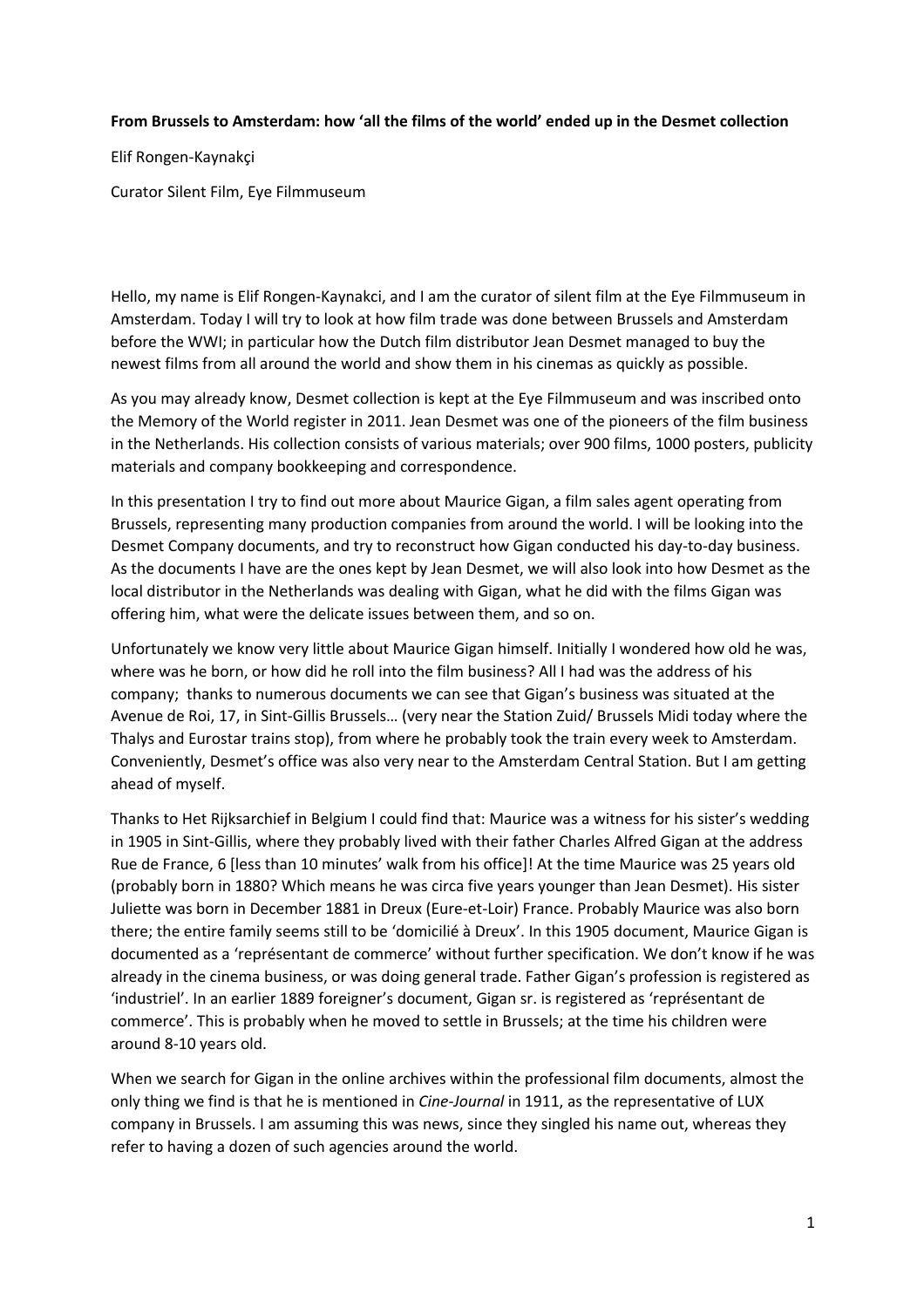**From Brussels to Amsterdam: how 'all the films of the world' ended up in the Desmet collection**

Elif Rongen-Kaynakçi

Curator Silent Film, Eye Filmmuseum

Hello, my name is Elif Rongen-Kaynakci, and I am the curator of silent film at the Eye Filmmuseum in Amsterdam. Today I will try to look at how film trade was done between Brussels and Amsterdam before the WWI; in particular how the Dutch film distributor Jean Desmet managed to buy the newest films from all around the world and show them in his cinemas as quickly as possible.

As you may already know, Desmet collection is kept at the Eye Filmmuseum and was inscribed onto the Memory of the World register in 2011. Jean Desmet was one of the pioneers of the film business in the Netherlands. His collection consists of various materials; over 900 films, 1000 posters, publicity materials and company bookkeeping and correspondence.

In this presentation I try to find out more about Maurice Gigan, a film sales agent operating from Brussels, representing many production companies from around the world. I will be looking into the Desmet Company documents, and try to reconstruct how Gigan conducted his day-to-day business. As the documents I have are the ones kept by Jean Desmet, we will also look into how Desmet as the local distributor in the Netherlands was dealing with Gigan, what he did with the films Gigan was offering him, what were the delicate issues between them, and so on.

Unfortunately we know very little about Maurice Gigan himself. Initially I wondered how old he was, where was he born, or how did he roll into the film business? All I had was the address of his company; thanks to numerous documents we can see that Gigan's business was situated at the Avenue de Roi, 17, in Sint-Gillis Brussels… (very near the Station Zuid/ Brussels Midi today where the Thalys and Eurostar trains stop), from where he probably took the train every week to Amsterdam. Conveniently, Desmet's office was also very near to the Amsterdam Central Station. But I am getting ahead of myself.

Thanks to Het Rijksarchief in Belgium I could find that: Maurice was a witness for his sister's wedding in 1905 in Sint-Gillis, where they probably lived with their father Charles Alfred Gigan at the address Rue de France, 6 [less than 10 minutes' walk from his office]! At the time Maurice was 25 years old (probably born in 1880? Which means he was circa five years younger than Jean Desmet). His sister Juliette was born in December 1881 in Dreux (Eure-et-Loir) France. Probably Maurice was also born there; the entire family seems still to be 'domicilié à Dreux'. In this 1905 document, Maurice Gigan is documented as a 'représentant de commerce' without further specification. We don't know if he was already in the cinema business, or was doing general trade. Father Gigan's profession is registered as 'industriel'. In an earlier 1889 foreigner's document, Gigan sr. is registered as 'représentant de commerce'. This is probably when he moved to settle in Brussels; at the time his children were around 8-10 years old.

When we search for Gigan in the online archives within the professional film documents, almost the only thing we find is that he is mentioned in *Cine-Journal* in 1911, as the representative of LUX company in Brussels. I am assuming this was news, since they singled his name out, whereas they refer to having a dozen of such agencies around the world.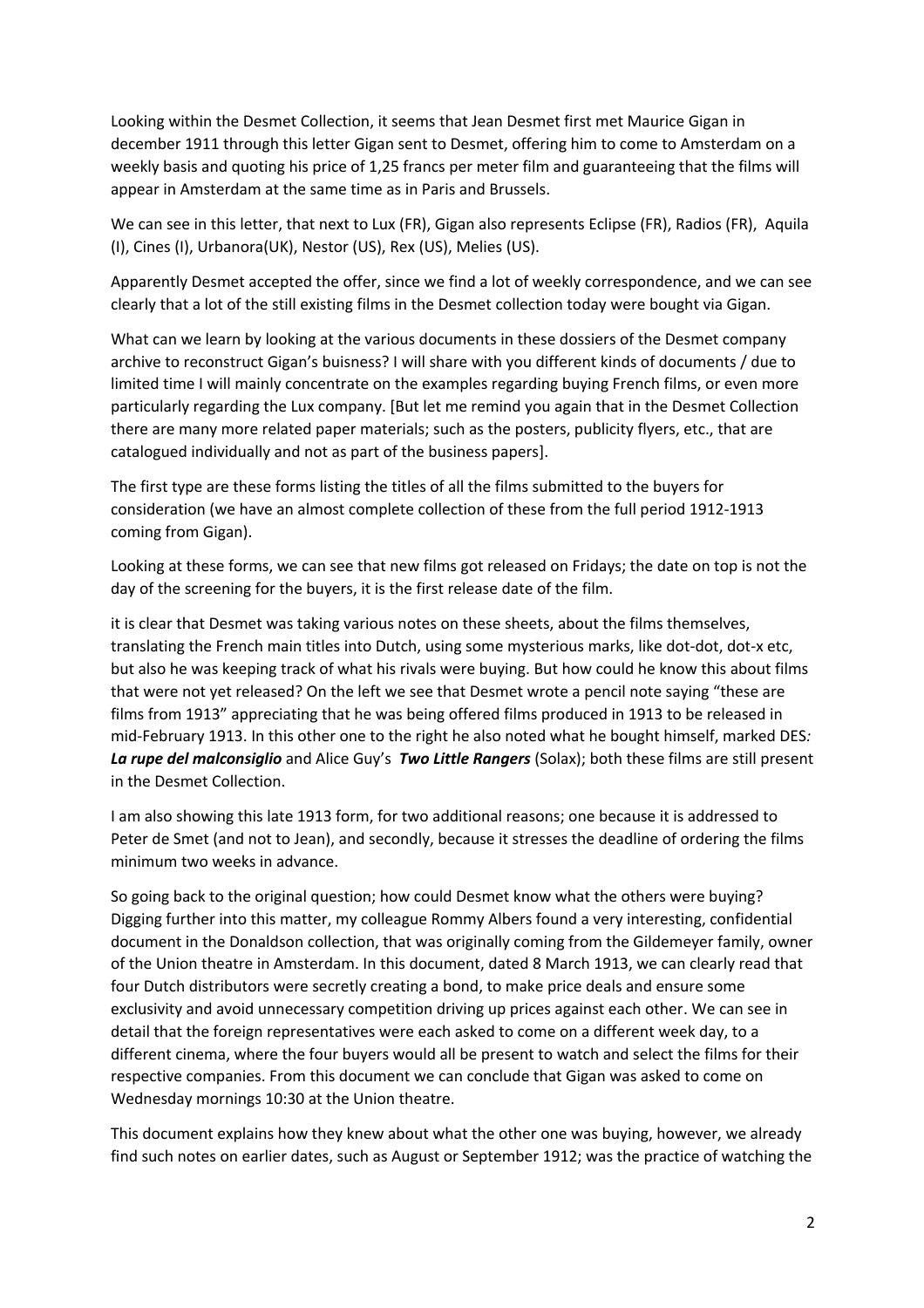Looking within the Desmet Collection, it seems that Jean Desmet first met Maurice Gigan in december 1911 through this letter Gigan sent to Desmet, offering him to come to Amsterdam on a weekly basis and quoting his price of 1,25 francs per meter film and guaranteeing that the films will appear in Amsterdam at the same time as in Paris and Brussels.

We can see in this letter, that next to Lux (FR), Gigan also represents Eclipse (FR), Radios (FR), Aquila (I), Cines (I), Urbanora(UK), Nestor (US), Rex (US), Melies (US).

Apparently Desmet accepted the offer, since we find a lot of weekly correspondence, and we can see clearly that a lot of the still existing films in the Desmet collection today were bought via Gigan.

What can we learn by looking at the various documents in these dossiers of the Desmet company archive to reconstruct Gigan's buisness? I will share with you different kinds of documents / due to limited time I will mainly concentrate on the examples regarding buying French films, or even more particularly regarding the Lux company. [But let me remind you again that in the Desmet Collection there are many more related paper materials; such as the posters, publicity flyers, etc., that are catalogued individually and not as part of the business papers].

The first type are these forms listing the titles of all the films submitted to the buyers for consideration (we have an almost complete collection of these from the full period 1912-1913 coming from Gigan).

Looking at these forms, we can see that new films got released on Fridays; the date on top is not the day of the screening for the buyers, it is the first release date of the film.

it is clear that Desmet was taking various notes on these sheets, about the films themselves, translating the French main titles into Dutch, using some mysterious marks, like dot-dot, dot-x etc, but also he was keeping track of what his rivals were buying. But how could he know this about films that were not yet released? On the left we see that Desmet wrote a pencil note saying "these are films from 1913" appreciating that he was being offered films produced in 1913 to be released in mid-February 1913. In this other one to the right he also noted what he bought himself, marked DES*:* ***La rupe del malconsiglio*** and Alice Guy's ***Two Little Rangers*** (Solax); both these films are still present in the Desmet Collection.

I am also showing this late 1913 form, for two additional reasons; one because it is addressed to Peter de Smet (and not to Jean), and secondly, because it stresses the deadline of ordering the films minimum two weeks in advance.

So going back to the original question; how could Desmet know what the others were buying? Digging further into this matter, my colleague Rommy Albers found a very interesting, confidential document in the Donaldson collection, that was originally coming from the Gildemeyer family, owner of the Union theatre in Amsterdam. In this document, dated 8 March 1913, we can clearly read that four Dutch distributors were secretly creating a bond, to make price deals and ensure some exclusivity and avoid unnecessary competition driving up prices against each other. We can see in detail that the foreign representatives were each asked to come on a different week day, to a different cinema, where the four buyers would all be present to watch and select the films for their respective companies. From this document we can conclude that Gigan was asked to come on Wednesday mornings 10:30 at the Union theatre.

This document explains how they knew about what the other one was buying, however, we already find such notes on earlier dates, such as August or September 1912; was the practice of watching the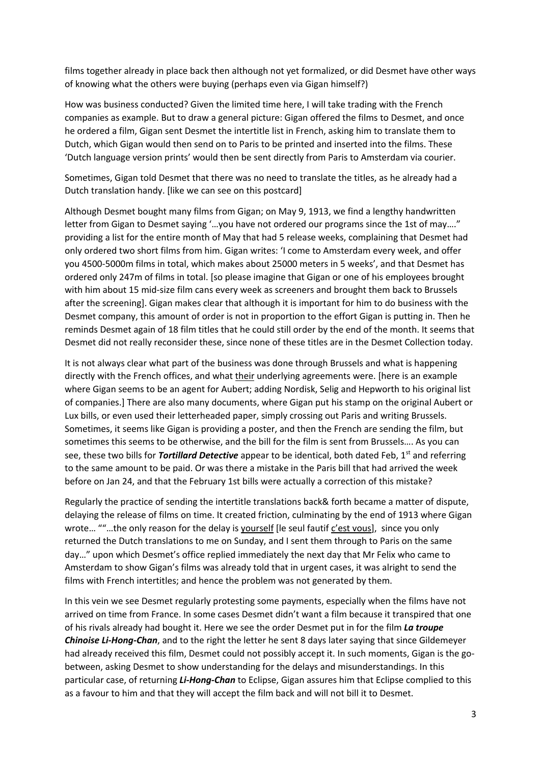films together already in place back then although not yet formalized, or did Desmet have other ways of knowing what the others were buying (perhaps even via Gigan himself?)

How was business conducted? Given the limited time here, I will take trading with the French companies as example. But to draw a general picture: Gigan offered the films to Desmet, and once he ordered a film, Gigan sent Desmet the intertitle list in French, asking him to translate them to Dutch, which Gigan would then send on to Paris to be printed and inserted into the films. These 'Dutch language version prints' would then be sent directly from Paris to Amsterdam via courier.

Sometimes, Gigan told Desmet that there was no need to translate the titles, as he already had a Dutch translation handy. [like we can see on this postcard]

Although Desmet bought many films from Gigan; on May 9, 1913, we find a lengthy handwritten letter from Gigan to Desmet saying '…you have not ordered our programs since the 1st of may…." providing a list for the entire month of May that had 5 release weeks, complaining that Desmet had only ordered two short films from him. Gigan writes: 'I come to Amsterdam every week, and offer you 4500-5000m films in total, which makes about 25000 meters in 5 weeks', and that Desmet has ordered only 247m of films in total. [so please imagine that Gigan or one of his employees brought with him about 15 mid-size film cans every week as screeners and brought them back to Brussels after the screening]. Gigan makes clear that although it is important for him to do business with the Desmet company, this amount of order is not in proportion to the effort Gigan is putting in. Then he reminds Desmet again of 18 film titles that he could still order by the end of the month. It seems that Desmet did not really reconsider these, since none of these titles are in the Desmet Collection today.

It is not always clear what part of the business was done through Brussels and what is happening directly with the French offices, and what <u>their</u> underlying agreements were. [here is an example where Gigan seems to be an agent for Aubert; adding Nordisk, Selig and Hepworth to his original list of companies.] There are also many documents, where Gigan put his stamp on the original Aubert or Lux bills, or even used their letterheaded paper, simply crossing out Paris and writing Brussels. Sometimes, it seems like Gigan is providing a poster, and then the French are sending the film, but sometimes this seems to be otherwise, and the bill for the film is sent from Brussels…. As you can see, these two bills for ***Tortillard Detective*** appear to be identical, both dated Feb, 1st and referring to the same amount to be paid. Or was there a mistake in the Paris bill that had arrived the week before on Jan 24, and that the February 1st bills were actually a correction of this mistake?

Regularly the practice of sending the intertitle translations back& forth became a matter of dispute, delaying the release of films on time. It created friction, culminating by the end of 1913 where Gigan wrote… ""…the only reason for the delay is <u>yourself</u> [le seul fautif <u>c'est vous</u>], since you only returned the Dutch translations to me on Sunday, and I sent them through to Paris on the same day…" upon which Desmet's office replied immediately the next day that Mr Felix who came to Amsterdam to show Gigan's films was already told that in urgent cases, it was alright to send the films with French intertitles; and hence the problem was not generated by them.

In this vein we see Desmet regularly protesting some payments, especially when the films have not arrived on time from France. In some cases Desmet didn't want a film because it transpired that one of his rivals already had bought it. Here we see the order Desmet put in for the film ***La troupe Chinoise Li-Hong-Chan***, and to the right the letter he sent 8 days later saying that since Gildemeyer had already received this film, Desmet could not possibly accept it. In such moments, Gigan is the go-between, asking Desmet to show understanding for the delays and misunderstandings. In this particular case, of returning ***Li-Hong-Chan*** to Eclipse, Gigan assures him that Eclipse complied to this as a favour to him and that they will accept the film back and will not bill it to Desmet.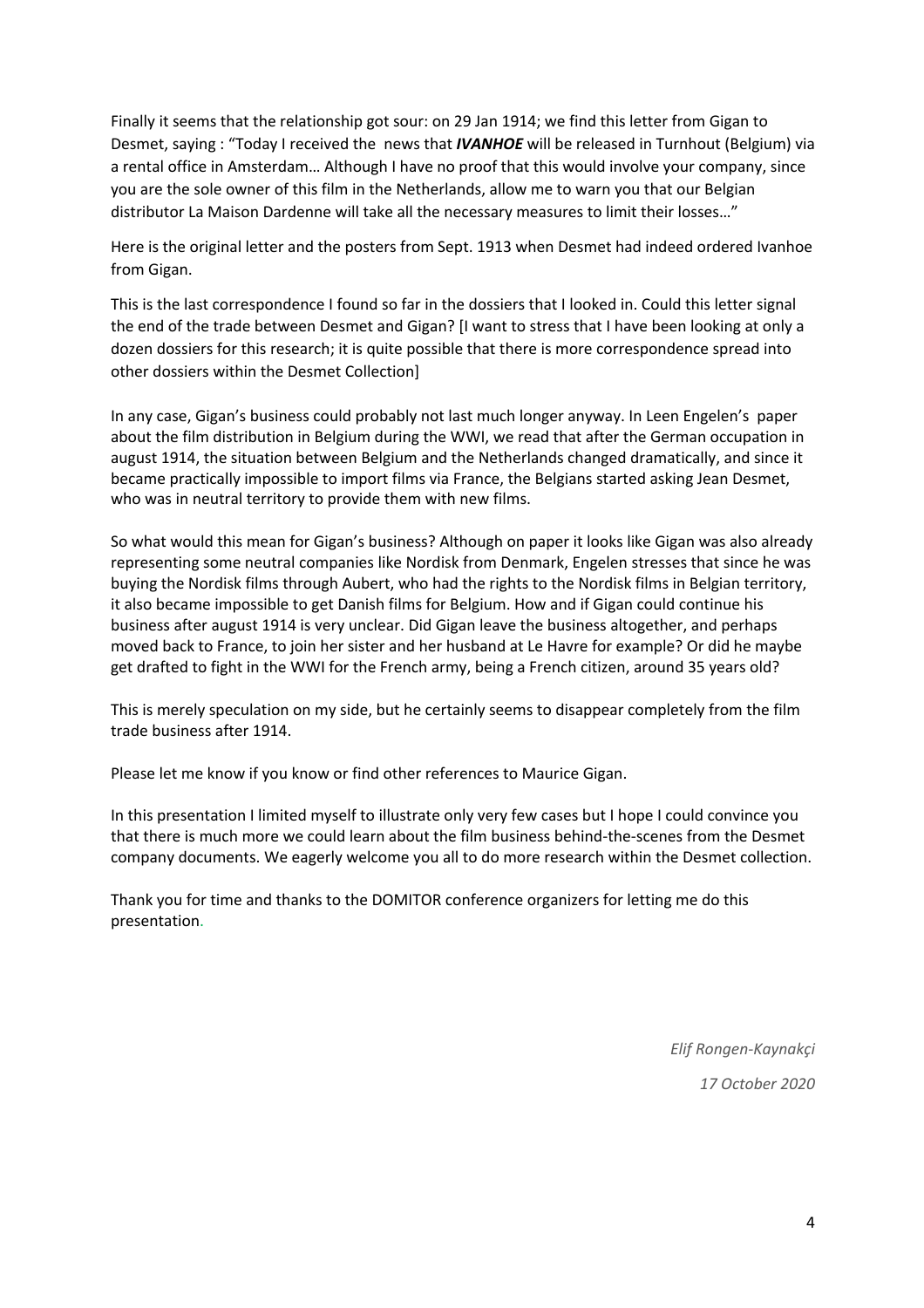Finally it seems that the relationship got sour: on 29 Jan 1914; we find this letter from Gigan to Desmet, saying : "Today I received the news that ***IVANHOE*** will be released in Turnhout (Belgium) via a rental office in Amsterdam… Although I have no proof that this would involve your company, since you are the sole owner of this film in the Netherlands, allow me to warn you that our Belgian distributor La Maison Dardenne will take all the necessary measures to limit their losses…"

Here is the original letter and the posters from Sept. 1913 when Desmet had indeed ordered Ivanhoe from Gigan.

This is the last correspondence I found so far in the dossiers that I looked in. Could this letter signal the end of the trade between Desmet and Gigan? [I want to stress that I have been looking at only a dozen dossiers for this research; it is quite possible that there is more correspondence spread into other dossiers within the Desmet Collection]

In any case, Gigan's business could probably not last much longer anyway. In Leen Engelen's paper about the film distribution in Belgium during the WWI, we read that after the German occupation in august 1914, the situation between Belgium and the Netherlands changed dramatically, and since it became practically impossible to import films via France, the Belgians started asking Jean Desmet, who was in neutral territory to provide them with new films.

So what would this mean for Gigan's business? Although on paper it looks like Gigan was also already representing some neutral companies like Nordisk from Denmark, Engelen stresses that since he was buying the Nordisk films through Aubert, who had the rights to the Nordisk films in Belgian territory, it also became impossible to get Danish films for Belgium. How and if Gigan could continue his business after august 1914 is very unclear. Did Gigan leave the business altogether, and perhaps moved back to France, to join her sister and her husband at Le Havre for example? Or did he maybe get drafted to fight in the WWI for the French army, being a French citizen, around 35 years old?

This is merely speculation on my side, but he certainly seems to disappear completely from the film trade business after 1914.

Please let me know if you know or find other references to Maurice Gigan.

In this presentation I limited myself to illustrate only very few cases but I hope I could convince you that there is much more we could learn about the film business behind-the-scenes from the Desmet company documents. We eagerly welcome you all to do more research within the Desmet collection.

Thank you for time and thanks to the DOMITOR conference organizers for letting me do this presentation.

*Elif Rongen-Kaynakçi*

*17 October 2020*